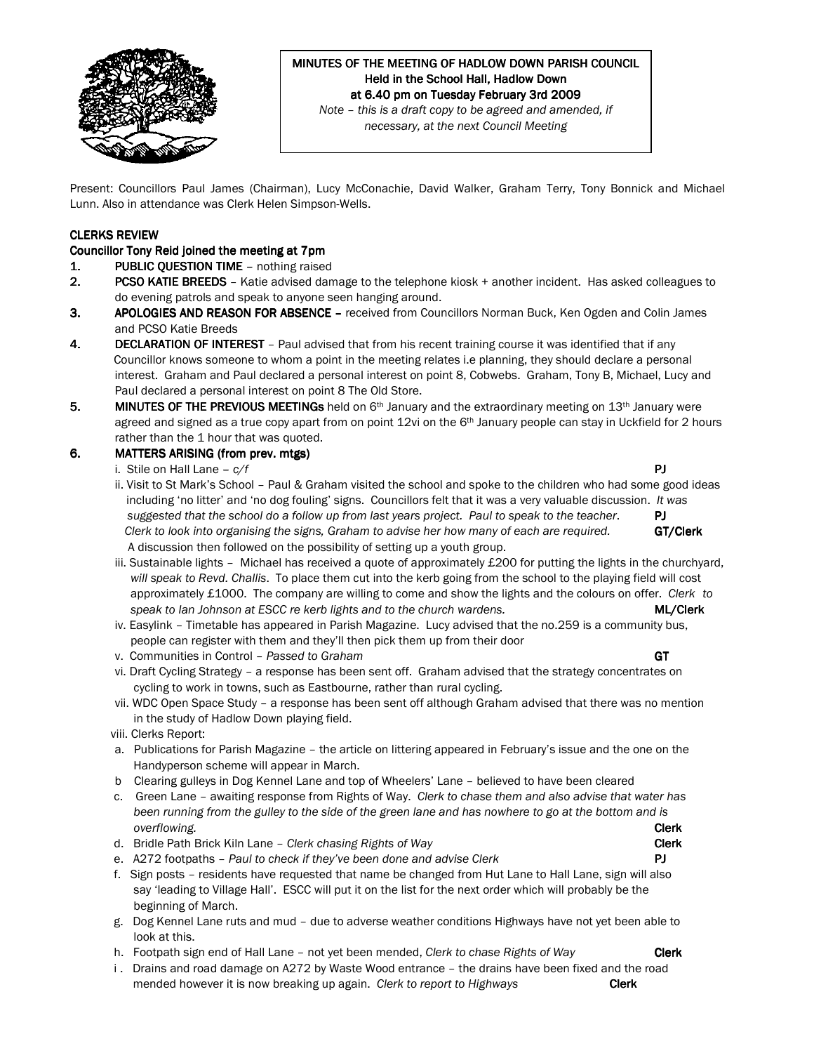# MINUTES OF THE MEETING OF HADLOW DOWN PARISH COUNCIL

**Held in the School Hall, Hadlow Down**
**at 6.40 pm on Tuesday February 3rd 2009**

*Note – this is a draft copy to be agreed and amended, if necessary, at the next Council Meeting*

Present: Councillors Paul James (Chairman), Lucy McConachie, David Walker, Graham Terry, Tony Bonnick and Michael Lunn. Also in attendance was Clerk Helen Simpson-Wells.

**CLERKS REVIEW**

**Councillor Tony Reid joined the meeting at 7pm**

1. **PUBLIC QUESTION TIME** – nothing raised
2. **PCSO KATIE BREEDS** – Katie advised damage to the telephone kiosk + another incident. Has asked colleagues to do evening patrols and speak to anyone seen hanging around.
3. **APOLOGIES AND REASON FOR ABSENCE –** received from Councillors Norman Buck, Ken Ogden and Colin James and PCSO Katie Breeds
4. **DECLARATION OF INTEREST** – Paul advised that from his recent training course it was identified that if any Councillor knows someone to whom a point in the meeting relates i.e planning, they should declare a personal interest. Graham and Paul declared a personal interest on point 8, Cobwebs. Graham, Tony B, Michael, Lucy and Paul declared a personal interest on point 8 The Old Store.
5. **MINUTES OF THE PREVIOUS MEETINGs** held on 6th January and the extraordinary meeting on 13th January were agreed and signed as a true copy apart from on point 12vi on the 6th January people can stay in Uckfield for 2 hours rather than the 1 hour that was quoted.
6. **MATTERS ARISING (from prev. mtgs)**
   - i. Stile on Hall Lane – *c/f* **PJ**
   - ii. Visit to St Mark's School – Paul & Graham visited the school and spoke to the children who had some good ideas including 'no litter' and 'no dog fouling' signs. Councillors felt that it was a very valuable discussion. *It was suggested that the school do a follow up from last years project. Paul to speak to the teacher*. **PJ** *Clerk to look into organising the signs, Graham to advise her how many of each are required.* **GT/Clerk** A discussion then followed on the possibility of setting up a youth group.
   - iii. Sustainable lights – Michael has received a quote of approximately £200 for putting the lights in the churchyard, *will speak to Revd. Challis*. To place them cut into the kerb going from the school to the playing field will cost approximately £1000. The company are willing to come and show the lights and the colours on offer. *Clerk to speak to Ian Johnson at ESCC re kerb lights and to the church wardens.* **ML/Clerk**
   - iv. Easylink – Timetable has appeared in Parish Magazine. Lucy advised that the no.259 is a community bus, people can register with them and they'll then pick them up from their door
   - v. Communities in Control – *Passed to Graham* **GT**
   - vi. Draft Cycling Strategy – a response has been sent off. Graham advised that the strategy concentrates on cycling to work in towns, such as Eastbourne, rather than rural cycling.
   - vii. WDC Open Space Study – a response has been sent off although Graham advised that there was no mention in the study of Hadlow Down playing field.
   - viii. Clerks Report:
     - a. Publications for Parish Magazine – the article on littering appeared in February's issue and the one on the Handyperson scheme will appear in March.
     - b Clearing gulleys in Dog Kennel Lane and top of Wheelers' Lane – believed to have been cleared
     - c. Green Lane – awaiting response from Rights of Way. *Clerk to chase them and also advise that water has been running from the gulley to the side of the green lane and has nowhere to go at the bottom and is overflowing.* **Clerk**
     - d. Bridle Path Brick Kiln Lane – *Clerk chasing Rights of Way* **Clerk**
     - e. A272 footpaths – *Paul to check if they've been done and advise Clerk* **PJ**
     - f. Sign posts – residents have requested that name be changed from Hut Lane to Hall Lane, sign will also say 'leading to Village Hall'. ESCC will put it on the list for the next order which will probably be the beginning of March.
     - g. Dog Kennel Lane ruts and mud – due to adverse weather conditions Highways have not yet been able to look at this.
     - h. Footpath sign end of Hall Lane – not yet been mended, *Clerk to chase Rights of Way* **Clerk**
     - i . Drains and road damage on A272 by Waste Wood entrance – the drains have been fixed and the road mended however it is now breaking up again. *Clerk to report to Highways* **Clerk**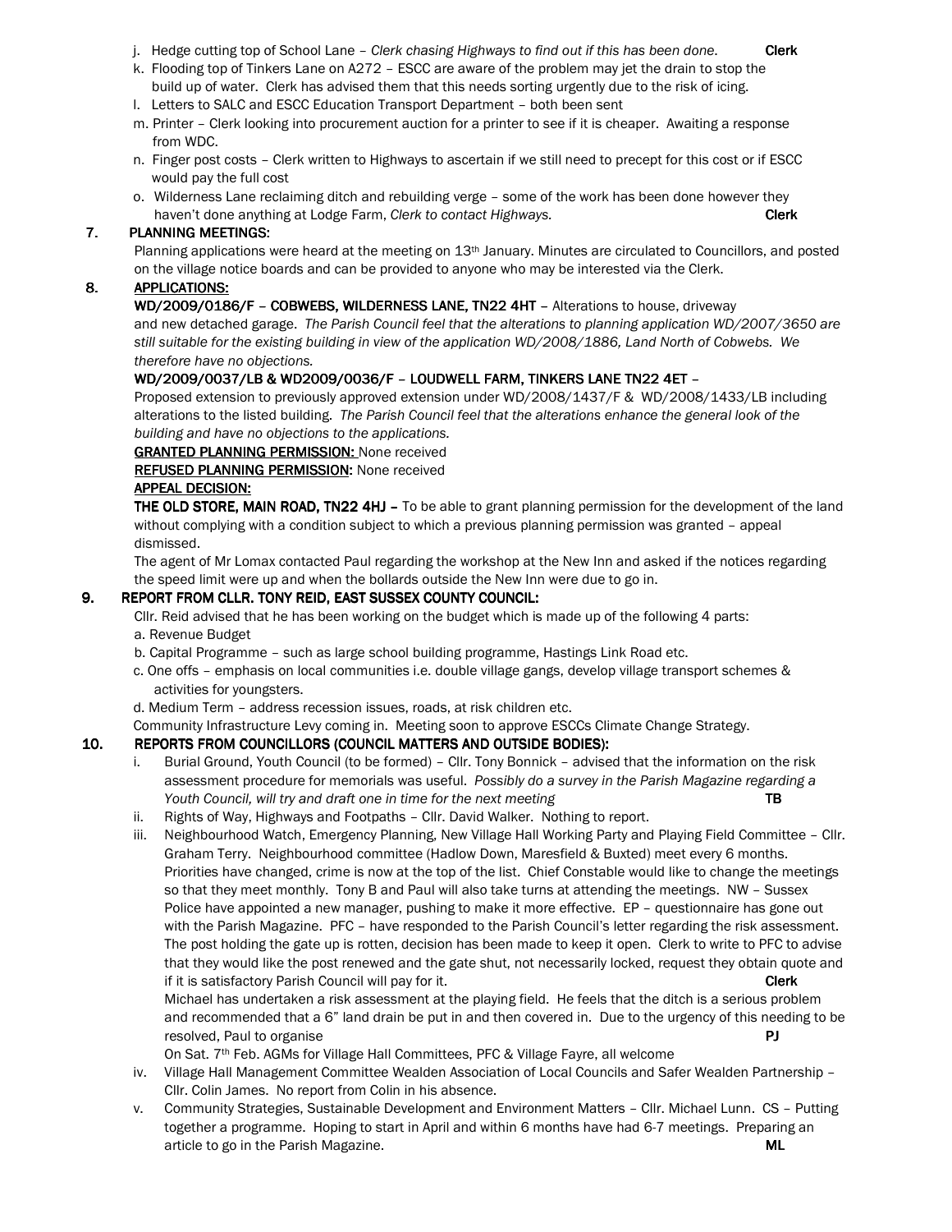j. Hedge cutting top of School Lane – *Clerk chasing Highways to find out if this has been done.* **Clerk**

k. Flooding top of Tinkers Lane on A272 – ESCC are aware of the problem may jet the drain to stop the build up of water. Clerk has advised them that this needs sorting urgently due to the risk of icing.

l. Letters to SALC and ESCC Education Transport Department – both been sent

m. Printer – Clerk looking into procurement auction for a printer to see if it is cheaper. Awaiting a response from WDC.

n. Finger post costs – Clerk written to Highways to ascertain if we still need to precept for this cost or if ESCC would pay the full cost

o. Wilderness Lane reclaiming ditch and rebuilding verge – some of the work has been done however they haven't done anything at Lodge Farm, *Clerk to contact Highways.* **Clerk**

## 7. PLANNING MEETINGS:

Planning applications were heard at the meeting on 13th January. Minutes are circulated to Councillors, and posted on the village notice boards and can be provided to anyone who may be interested via the Clerk.

## 8. APPLICATIONS:

**WD/2009/0186/F – COBWEBS, WILDERNESS LANE, TN22 4HT** – Alterations to house, driveway and new detached garage. *The Parish Council feel that the alterations to planning application WD/2007/3650 are still suitable for the existing building in view of the application WD/2008/1886, Land North of Cobwebs. We therefore have no objections.*

**WD/2009/0037/LB & WD2009/0036/F – LOUDWELL FARM, TINKERS LANE TN22 4ET** –

Proposed extension to previously approved extension under WD/2008/1437/F & WD/2008/1433/LB including alterations to the listed building. *The Parish Council feel that the alterations enhance the general look of the building and have no objections to the applications.*

**GRANTED PLANNING PERMISSION:** None received

**REFUSED PLANNING PERMISSION:** None received

**APPEAL DECISION:**

**THE OLD STORE, MAIN ROAD, TN22 4HJ –** To be able to grant planning permission for the development of the land without complying with a condition subject to which a previous planning permission was granted – appeal dismissed.

The agent of Mr Lomax contacted Paul regarding the workshop at the New Inn and asked if the notices regarding the speed limit were up and when the bollards outside the New Inn were due to go in.

## 9. REPORT FROM CLLR. TONY REID, EAST SUSSEX COUNTY COUNCIL:

Cllr. Reid advised that he has been working on the budget which is made up of the following 4 parts:

a. Revenue Budget

b. Capital Programme – such as large school building programme, Hastings Link Road etc.

c. One offs – emphasis on local communities i.e. double village gangs, develop village transport schemes & activities for youngsters.

d. Medium Term – address recession issues, roads, at risk children etc.

Community Infrastructure Levy coming in. Meeting soon to approve ESCCs Climate Change Strategy.

## 10. REPORTS FROM COUNCILLORS (COUNCIL MATTERS AND OUTSIDE BODIES):

i. Burial Ground, Youth Council (to be formed) – Cllr. Tony Bonnick – advised that the information on the risk assessment procedure for memorials was useful. *Possibly do a survey in the Parish Magazine regarding a Youth Council, will try and draft one in time for the next meeting* **TB**

ii. Rights of Way, Highways and Footpaths – Cllr. David Walker. Nothing to report.

iii. Neighbourhood Watch, Emergency Planning, New Village Hall Working Party and Playing Field Committee – Cllr. Graham Terry. Neighbourhood committee (Hadlow Down, Maresfield & Buxted) meet every 6 months. Priorities have changed, crime is now at the top of the list. Chief Constable would like to change the meetings so that they meet monthly. Tony B and Paul will also take turns at attending the meetings. NW – Sussex Police have appointed a new manager, pushing to make it more effective. EP – questionnaire has gone out with the Parish Magazine. PFC – have responded to the Parish Council's letter regarding the risk assessment. The post holding the gate up is rotten, decision has been made to keep it open. Clerk to write to PFC to advise that they would like the post renewed and the gate shut, not necessarily locked, request they obtain quote and if it is satisfactory Parish Council will pay for it. **Clerk**

Michael has undertaken a risk assessment at the playing field. He feels that the ditch is a serious problem and recommended that a 6" land drain be put in and then covered in. Due to the urgency of this needing to be resolved, Paul to organise **PJ**

On Sat. 7th Feb. AGMs for Village Hall Committees, PFC & Village Fayre, all welcome

iv. Village Hall Management Committee Wealden Association of Local Councils and Safer Wealden Partnership – Cllr. Colin James. No report from Colin in his absence.

v. Community Strategies, Sustainable Development and Environment Matters – Cllr. Michael Lunn. CS – Putting together a programme. Hoping to start in April and within 6 months have had 6-7 meetings. Preparing an article to go in the Parish Magazine. **ML**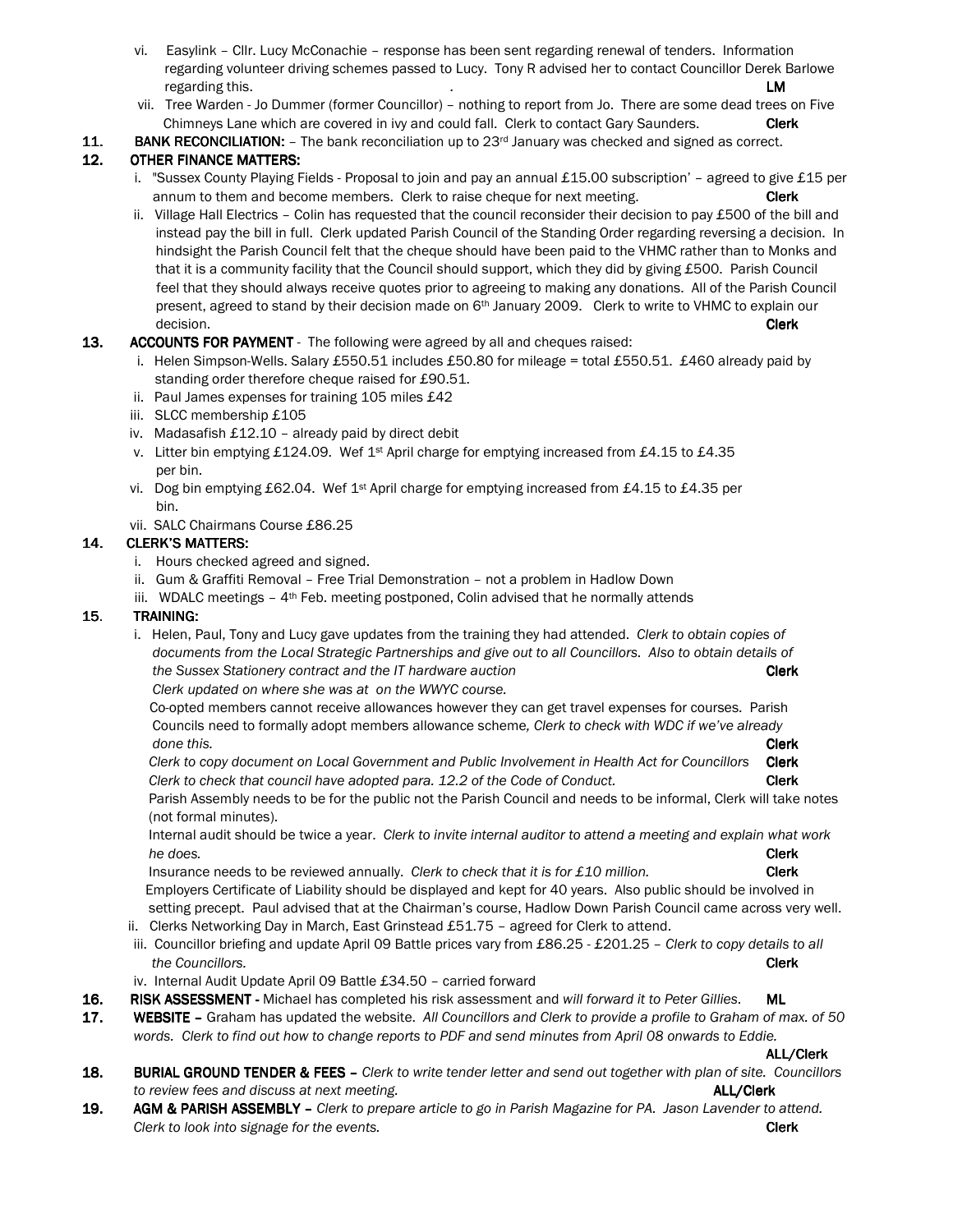vi. Easylink – Cllr. Lucy McConachie – response has been sent regarding renewal of tenders. Information regarding volunteer driving schemes passed to Lucy. Tony R advised her to contact Councillor Derek Barlowe regarding this. . **LM**

vii. Tree Warden - Jo Dummer (former Councillor) – nothing to report from Jo. There are some dead trees on Five Chimneys Lane which are covered in ivy and could fall. Clerk to contact Gary Saunders. **Clerk**

**11. BANK RECONCILIATION:** – The bank reconciliation up to 23rd January was checked and signed as correct.

**12. OTHER FINANCE MATTERS:**

i. "Sussex County Playing Fields - Proposal to join and pay an annual £15.00 subscription' – agreed to give £15 per annum to them and become members. Clerk to raise cheque for next meeting. **Clerk**

ii. Village Hall Electrics – Colin has requested that the council reconsider their decision to pay £500 of the bill and instead pay the bill in full. Clerk updated Parish Council of the Standing Order regarding reversing a decision. In hindsight the Parish Council felt that the cheque should have been paid to the VHMC rather than to Monks and that it is a community facility that the Council should support, which they did by giving £500. Parish Council feel that they should always receive quotes prior to agreeing to making any donations. All of the Parish Council present, agreed to stand by their decision made on 6th January 2009. Clerk to write to VHMC to explain our decision. **Clerk**

**13. ACCOUNTS FOR PAYMENT** - The following were agreed by all and cheques raised:

i. Helen Simpson-Wells. Salary £550.51 includes £50.80 for mileage = total £550.51. £460 already paid by standing order therefore cheque raised for £90.51.
ii. Paul James expenses for training 105 miles £42
iii. SLCC membership £105
iv. Madasafish £12.10 – already paid by direct debit
v. Litter bin emptying £124.09. Wef 1st April charge for emptying increased from £4.15 to £4.35 per bin.
vi. Dog bin emptying £62.04. Wef 1st April charge for emptying increased from £4.15 to £4.35 per bin.
vii. SALC Chairmans Course £86.25

**14. CLERK'S MATTERS:**

i. Hours checked agreed and signed.
ii. Gum & Graffiti Removal – Free Trial Demonstration – not a problem in Hadlow Down
iii. WDALC meetings – 4th Feb. meeting postponed, Colin advised that he normally attends

**15. TRAINING:**

i. Helen, Paul, Tony and Lucy gave updates from the training they had attended. *Clerk to obtain copies of documents from the Local Strategic Partnerships and give out to all Councillors. Also to obtain details of the Sussex Stationery contract and the IT hardware auction* **Clerk**

*Clerk updated on where she was at on the WWYC course.*

Co-opted members cannot receive allowances however they can get travel expenses for courses. Parish Councils need to formally adopt members allowance scheme, *Clerk to check with WDC if we've already done this.* **Clerk**

*Clerk to copy document on Local Government and Public Involvement in Health Act for Councillors* **Clerk**

*Clerk to check that council have adopted para. 12.2 of the Code of Conduct.* **Clerk**

Parish Assembly needs to be for the public not the Parish Council and needs to be informal, Clerk will take notes (not formal minutes).

Internal audit should be twice a year. *Clerk to invite internal auditor to attend a meeting and explain what work he does.* **Clerk**

Insurance needs to be reviewed annually. *Clerk to check that it is for £10 million.* **Clerk**

Employers Certificate of Liability should be displayed and kept for 40 years. Also public should be involved in setting precept. Paul advised that at the Chairman's course, Hadlow Down Parish Council came across very well.

ii. Clerks Networking Day in March, East Grinstead £51.75 – agreed for Clerk to attend.
iii. Councillor briefing and update April 09 Battle prices vary from £86.25 - £201.25 – *Clerk to copy details to all the Councillors.* **Clerk**
iv. Internal Audit Update April 09 Battle £34.50 – carried forward

**16. RISK ASSESSMENT -** Michael has completed his risk assessment and *will forward it to Peter Gillies*. **ML**

**17. WEBSITE –** Graham has updated the website. *All Councillors and Clerk to provide a profile to Graham of max. of 50 words. Clerk to find out how to change reports to PDF and send minutes from April 08 onwards to Eddie.* **ALL/Clerk**

**18. BURIAL GROUND TENDER & FEES –** *Clerk to write tender letter and send out together with plan of site. Councillors to review fees and discuss at next meeting.* **ALL/Clerk**

**19. AGM & PARISH ASSEMBLY –** *Clerk to prepare article to go in Parish Magazine for PA. Jason Lavender to attend. Clerk to look into signage for the events.* **Clerk**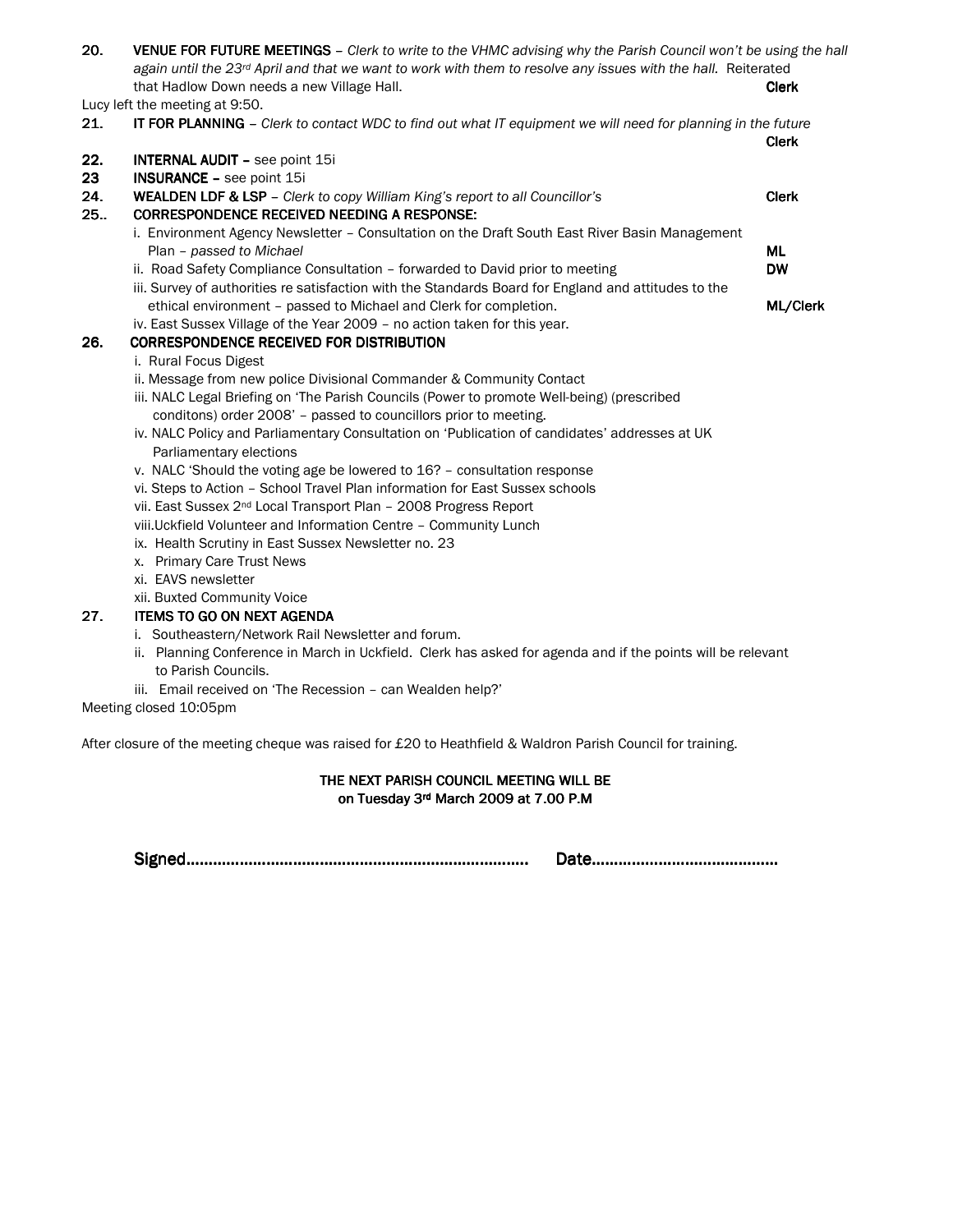**20.** **VENUE FOR FUTURE MEETINGS** – *Clerk to write to the VHMC advising why the Parish Council won't be using the hall again until the 23rd April and that we want to work with them to resolve any issues with the hall.* Reiterated that Hadlow Down needs a new Village Hall. **Clerk**

Lucy left the meeting at 9:50.

**21.** **IT FOR PLANNING** – *Clerk to contact WDC to find out what IT equipment we will need for planning in the future* **Clerk**

**22.** **INTERNAL AUDIT –** see point 15i

**23** **INSURANCE –** see point 15i

**24.** **WEALDEN LDF & LSP** – *Clerk to copy William King's report to all Councillor's* **Clerk**

**25..** **CORRESPONDENCE RECEIVED NEEDING A RESPONSE:**

i. Environment Agency Newsletter – Consultation on the Draft South East River Basin Management Plan – *passed to Michael* **ML**

ii. Road Safety Compliance Consultation – forwarded to David prior to meeting **DW**

iii. Survey of authorities re satisfaction with the Standards Board for England and attitudes to the ethical environment – passed to Michael and Clerk for completion. **ML/Clerk**

iv. East Sussex Village of the Year 2009 – no action taken for this year.

**26.** **CORRESPONDENCE RECEIVED FOR DISTRIBUTION**

i. Rural Focus Digest

ii. Message from new police Divisional Commander & Community Contact

iii. NALC Legal Briefing on 'The Parish Councils (Power to promote Well-being) (prescribed conditons) order 2008' – passed to councillors prior to meeting.

iv. NALC Policy and Parliamentary Consultation on 'Publication of candidates' addresses at UK Parliamentary elections

v. NALC 'Should the voting age be lowered to 16? – consultation response

vi. Steps to Action – School Travel Plan information for East Sussex schools

vii. East Sussex 2nd Local Transport Plan – 2008 Progress Report

viii.Uckfield Volunteer and Information Centre – Community Lunch

ix. Health Scrutiny in East Sussex Newsletter no. 23

x. Primary Care Trust News

xi. EAVS newsletter

xii. Buxted Community Voice

**27.** **ITEMS TO GO ON NEXT AGENDA**

i. Southeastern/Network Rail Newsletter and forum.

ii. Planning Conference in March in Uckfield. Clerk has asked for agenda and if the points will be relevant to Parish Councils.

iii. Email received on 'The Recession – can Wealden help?'

Meeting closed 10:05pm

After closure of the meeting cheque was raised for £20 to Heathfield & Waldron Parish Council for training.

**THE NEXT PARISH COUNCIL MEETING WILL BE**
**on Tuesday 3rd March 2009 at 7.00 P.M**

**Signed…………………………………………………………………… Date……………………………………**